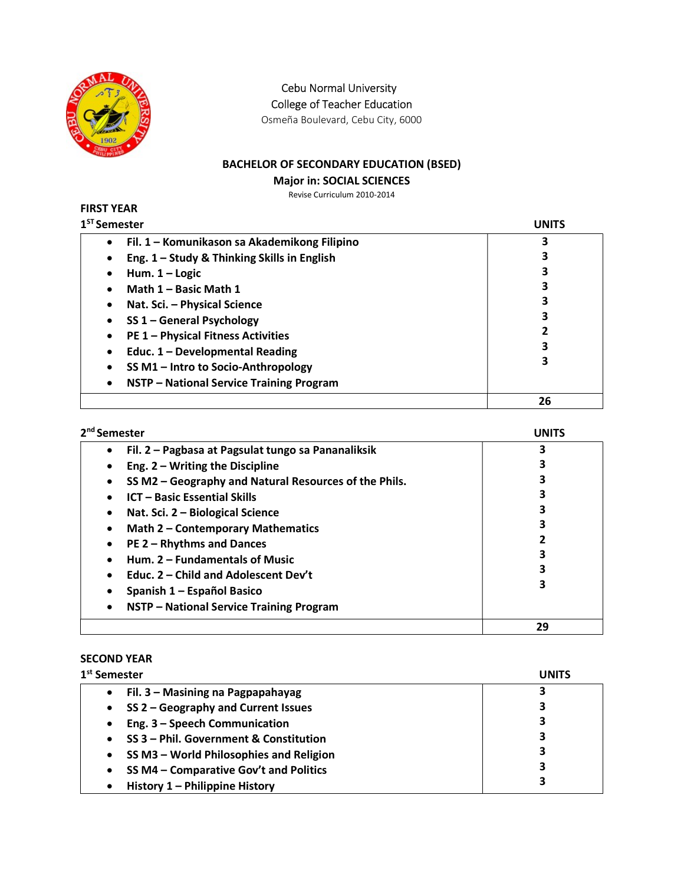Cebu Normal University
College of Teacher Education
Osmeña Boulevard, Cebu City, 6000

## BACHELOR OF SECONDARY EDUCATION (BSED)

### Major in: SOCIAL SCIENCES

Revise Curriculum 2010-2014

### FIRST YEAR

**1ST Semester**

| Subject | UNITS |
|---|---|
| • Fil. 1 – Komunikason sa Akademikong Filipino | 3 |
| • Eng. 1 – Study & Thinking Skills in English | 3 |
| • Hum. 1 – Logic | 3 |
| • Math 1 – Basic Math 1 | 3 |
| • Nat. Sci. – Physical Science | 3 |
| • SS 1 – General Psychology | 3 |
| • PE 1 – Physical Fitness Activities | 2 |
| • Educ. 1 – Developmental Reading | 3 |
| • SS M1 – Intro to Socio-Anthropology | 3 |
| • NSTP – National Service Training Program | |
| | **26** |

**2nd Semester**

| Subject | UNITS |
|---|---|
| • Fil. 2 – Pagbasa at Pagsulat tungo sa Pananaliksik | 3 |
| • Eng. 2 – Writing the Discipline | 3 |
| • SS M2 – Geography and Natural Resources of the Phils. | 3 |
| • ICT – Basic Essential Skills | 3 |
| • Nat. Sci. 2 – Biological Science | 3 |
| • Math 2 – Contemporary Mathematics | 3 |
| • PE 2 – Rhythms and Dances | 2 |
| • Hum. 2 – Fundamentals of Music | 3 |
| • Educ. 2 – Child and Adolescent Dev't | 3 |
| • Spanish 1 – Español Basico | 3 |
| • NSTP – National Service Training Program | |
| | **29** |

### SECOND YEAR

**1st Semester**

| Subject | UNITS |
|---|---|
| • Fil. 3 – Masining na Pagpapahayag | 3 |
| • SS 2 – Geography and Current Issues | 3 |
| • Eng. 3 – Speech Communication | 3 |
| • SS 3 – Phil. Government & Constitution | 3 |
| • SS M3 – World Philosophies and Religion | 3 |
| • SS M4 – Comparative Gov't and Politics | 3 |
| • History 1 – Philippine History | 3 |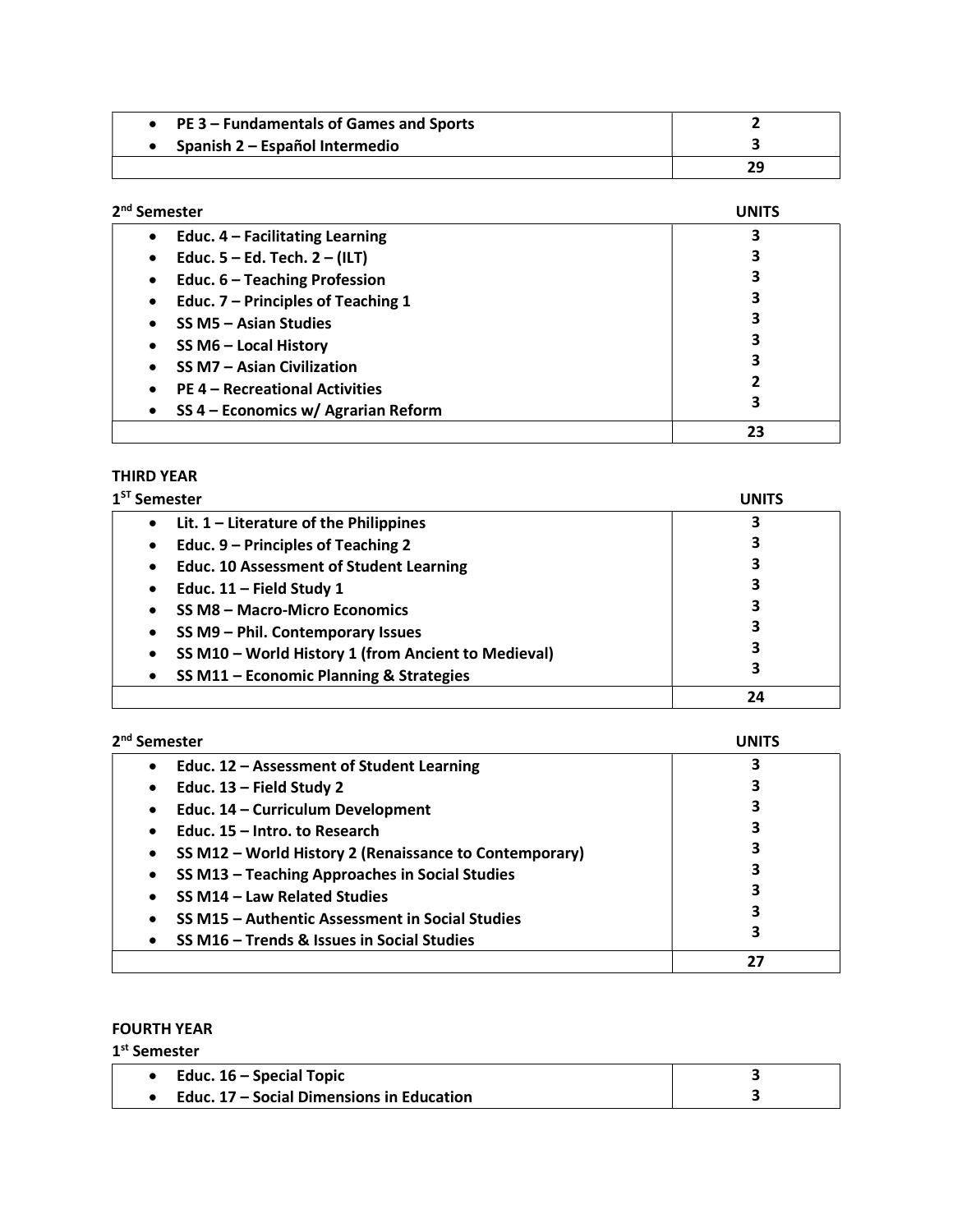| | |
|---|---|
| • **PE 3 – Fundamentals of Games and Sports** | **2** |
| • **Spanish 2 – Español Intermedio** | **3** |
| | **29** |

**2nd Semester**

| | **UNITS** |
|---|---|
| • **Educ. 4 – Facilitating Learning** | **3** |
| • **Educ. 5 – Ed. Tech. 2 – (ILT)** | **3** |
| • **Educ. 6 – Teaching Profession** | **3** |
| • **Educ. 7 – Principles of Teaching 1** | **3** |
| • **SS M5 – Asian Studies** | **3** |
| • **SS M6 – Local History** | **3** |
| • **SS M7 – Asian Civilization** | **3** |
| • **PE 4 – Recreational Activities** | **2** |
| • **SS 4 – Economics w/ Agrarian Reform** | **3** |
| | **23** |

**THIRD YEAR**

**1ST Semester**

| | **UNITS** |
|---|---|
| • **Lit. 1 – Literature of the Philippines** | **3** |
| • **Educ. 9 – Principles of Teaching 2** | **3** |
| • **Educ. 10 Assessment of Student Learning** | **3** |
| • **Educ. 11 – Field Study 1** | **3** |
| • **SS M8 – Macro-Micro Economics** | **3** |
| • **SS M9 – Phil. Contemporary Issues** | **3** |
| • **SS M10 – World History 1 (from Ancient to Medieval)** | **3** |
| • **SS M11 – Economic Planning & Strategies** | **3** |
| | **24** |

**2nd Semester**

| | **UNITS** |
|---|---|
| • **Educ. 12 – Assessment of Student Learning** | **3** |
| • **Educ. 13 – Field Study 2** | **3** |
| • **Educ. 14 – Curriculum Development** | **3** |
| • **Educ. 15 – Intro. to Research** | **3** |
| • **SS M12 – World History 2 (Renaissance to Contemporary)** | **3** |
| • **SS M13 – Teaching Approaches in Social Studies** | **3** |
| • **SS M14 – Law Related Studies** | **3** |
| • **SS M15 – Authentic Assessment in Social Studies** | **3** |
| • **SS M16 – Trends & Issues in Social Studies** | **3** |
| | **27** |

**FOURTH YEAR**

**1st Semester**

| | |
|---|---|
| • **Educ. 16 – Special Topic** | **3** |
| • **Educ. 17 – Social Dimensions in Education** | **3** |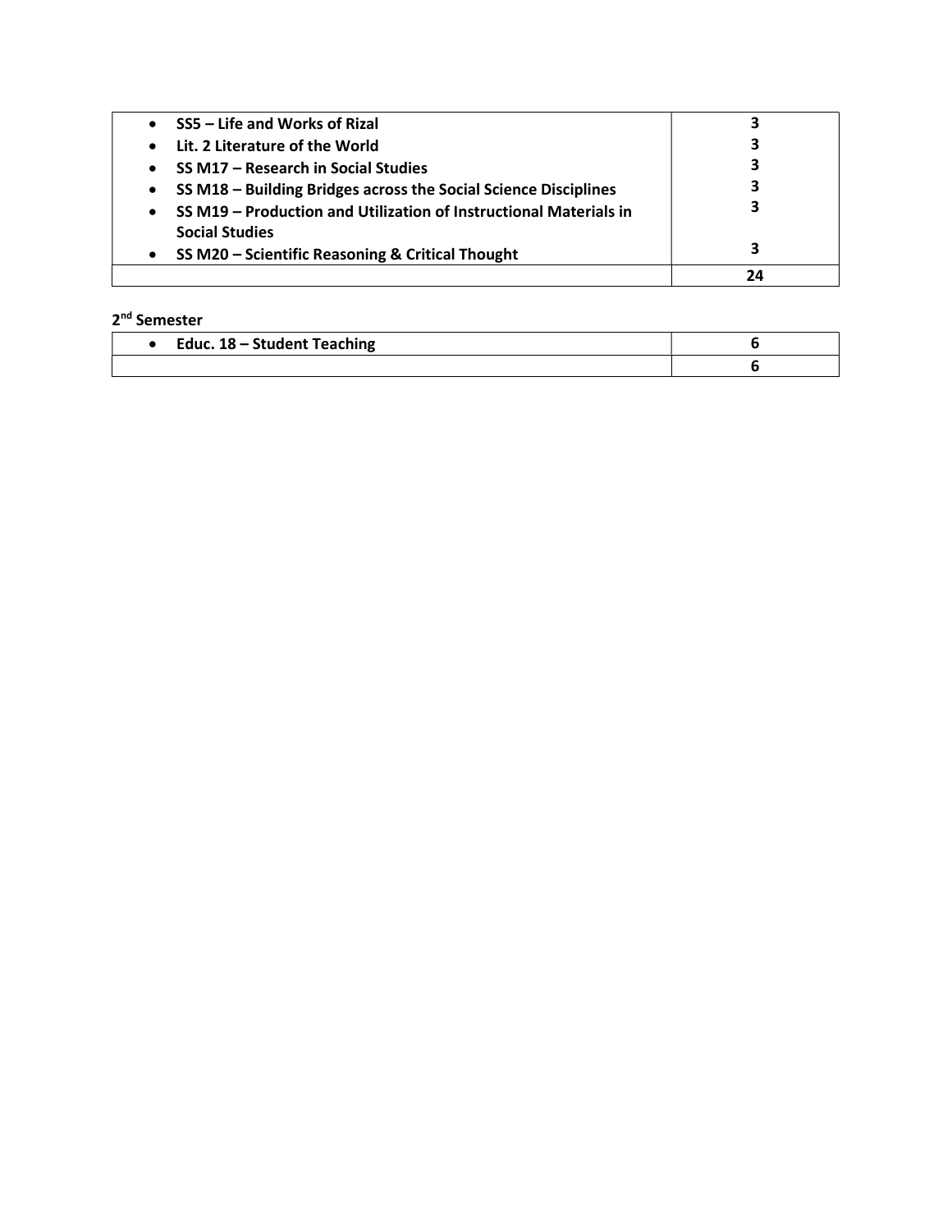| | |
|---|---|
| • **SS5 – Life and Works of Rizal** | **3** |
| • **Lit. 2 Literature of the World** | **3** |
| • **SS M17 – Research in Social Studies** | **3** |
| • **SS M18 – Building Bridges across the Social Science Disciplines** | **3** |
| • **SS M19 – Production and Utilization of Instructional Materials in Social Studies** | **3** |
| • **SS M20 – Scientific Reasoning & Critical Thought** | **3** |
| | **24** |

**2nd Semester**

| | |
|---|---|
| • **Educ. 18 – Student Teaching** | **6** |
| | **6** |